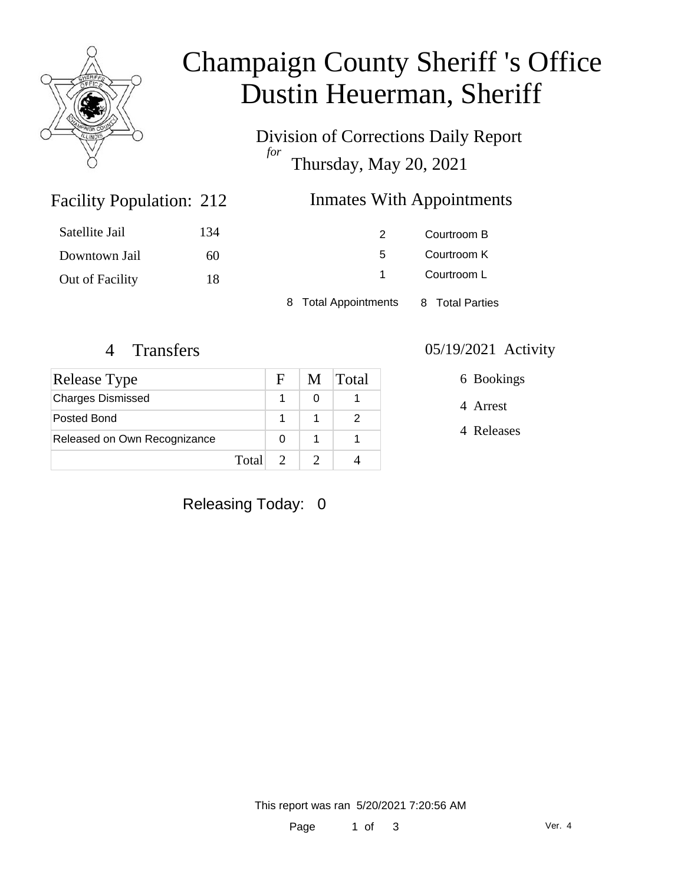# Champaign County Sheriff 's Office
# Dustin Heuerman, Sheriff

Division of Corrections Daily Report

*for*

Thursday, May 20, 2021

## Facility Population: 212

| | |
|---|---|
| Satellite Jail | 134 |
| Downtown Jail | 60 |
| Out of Facility | 18 |

## Inmates With Appointments

| | |
|---|---|
| 2 | Courtroom B |
| 5 | Courtroom K |
| 1 | Courtroom L |

8 Total Appointments    8 Total Parties

## 4 Transfers

| Release Type | F | M | Total |
|---|---|---|---|
| Charges Dismissed | 1 | 0 | 1 |
| Posted Bond | 1 | 1 | 2 |
| Released on Own Recognizance | 0 | 1 | 1 |
| Total | 2 | 2 | 4 |

## 05/19/2021 Activity

6 Bookings

4 Arrest

4 Releases

Releasing Today: 0

This report was ran 5/20/2021 7:20:56 AM

Ver. 4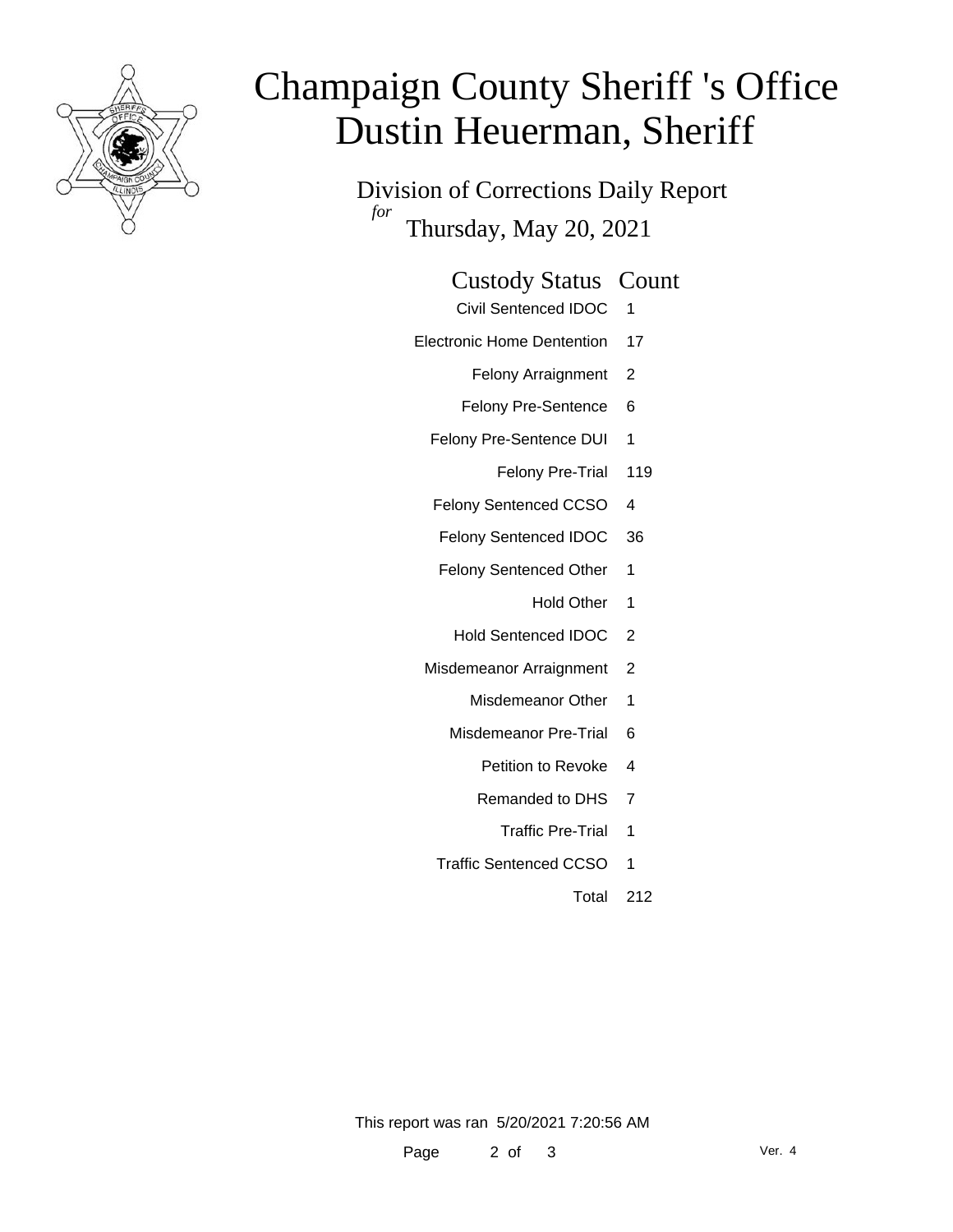# Champaign County Sheriff 's Office
# Dustin Heuerman, Sheriff

Division of Corrections Daily Report

*for* Thursday, May 20, 2021

| Custody Status | Count |
| --- | --- |
| Civil Sentenced IDOC | 1 |
| Electronic Home Dentention | 17 |
| Felony Arraignment | 2 |
| Felony Pre-Sentence | 6 |
| Felony Pre-Sentence DUI | 1 |
| Felony Pre-Trial | 119 |
| Felony Sentenced CCSO | 4 |
| Felony Sentenced IDOC | 36 |
| Felony Sentenced Other | 1 |
| Hold Other | 1 |
| Hold Sentenced IDOC | 2 |
| Misdemeanor Arraignment | 2 |
| Misdemeanor Other | 1 |
| Misdemeanor Pre-Trial | 6 |
| Petition to Revoke | 4 |
| Remanded to DHS | 7 |
| Traffic Pre-Trial | 1 |
| Traffic Sentenced CCSO | 1 |
| Total | 212 |

This report was ran 5/20/2021 7:20:56 AM

Ver. 4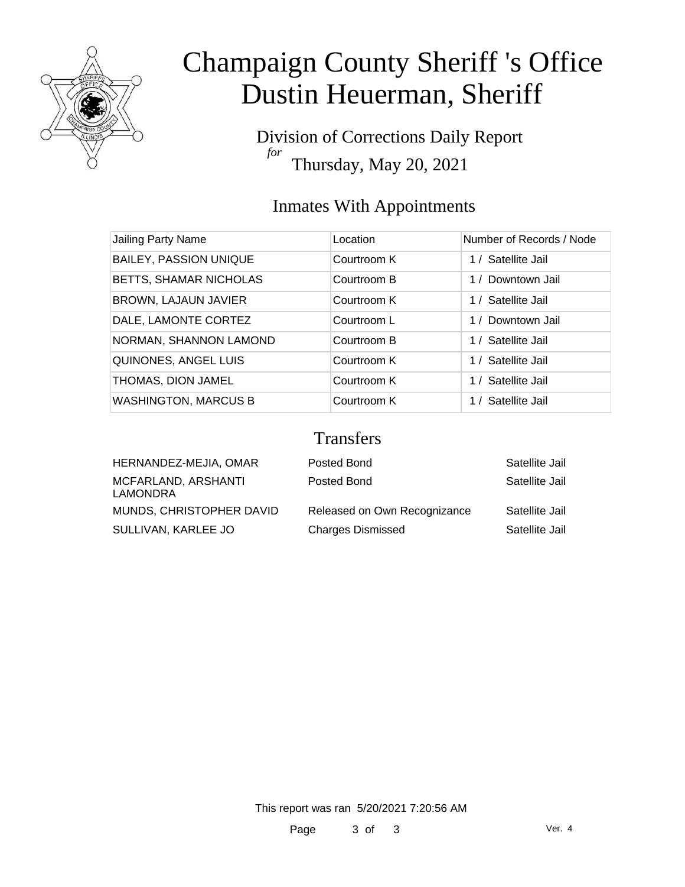# Champaign County Sheriff 's Office
# Dustin Heuerman, Sheriff

Division of Corrections Daily Report
*for*
Thursday, May 20, 2021

## Inmates With Appointments

| Jailing Party Name | Location | Number of Records / Node |
|---|---|---|
| BAILEY, PASSION UNIQUE | Courtroom K | 1 / Satellite Jail |
| BETTS, SHAMAR NICHOLAS | Courtroom B | 1 / Downtown Jail |
| BROWN, LAJAUN JAVIER | Courtroom K | 1 / Satellite Jail |
| DALE, LAMONTE CORTEZ | Courtroom L | 1 / Downtown Jail |
| NORMAN, SHANNON LAMOND | Courtroom B | 1 / Satellite Jail |
| QUINONES, ANGEL LUIS | Courtroom K | 1 / Satellite Jail |
| THOMAS, DION JAMEL | Courtroom K | 1 / Satellite Jail |
| WASHINGTON, MARCUS B | Courtroom K | 1 / Satellite Jail |

## Transfers

| | | |
|---|---|---|
| HERNANDEZ-MEJIA, OMAR | Posted Bond | Satellite Jail |
| MCFARLAND, ARSHANTI LAMONDRA | Posted Bond | Satellite Jail |
| MUNDS, CHRISTOPHER DAVID | Released on Own Recognizance | Satellite Jail |
| SULLIVAN, KARLEE JO | Charges Dismissed | Satellite Jail |

This report was ran 5/20/2021 7:20:56 AM

Ver. 4